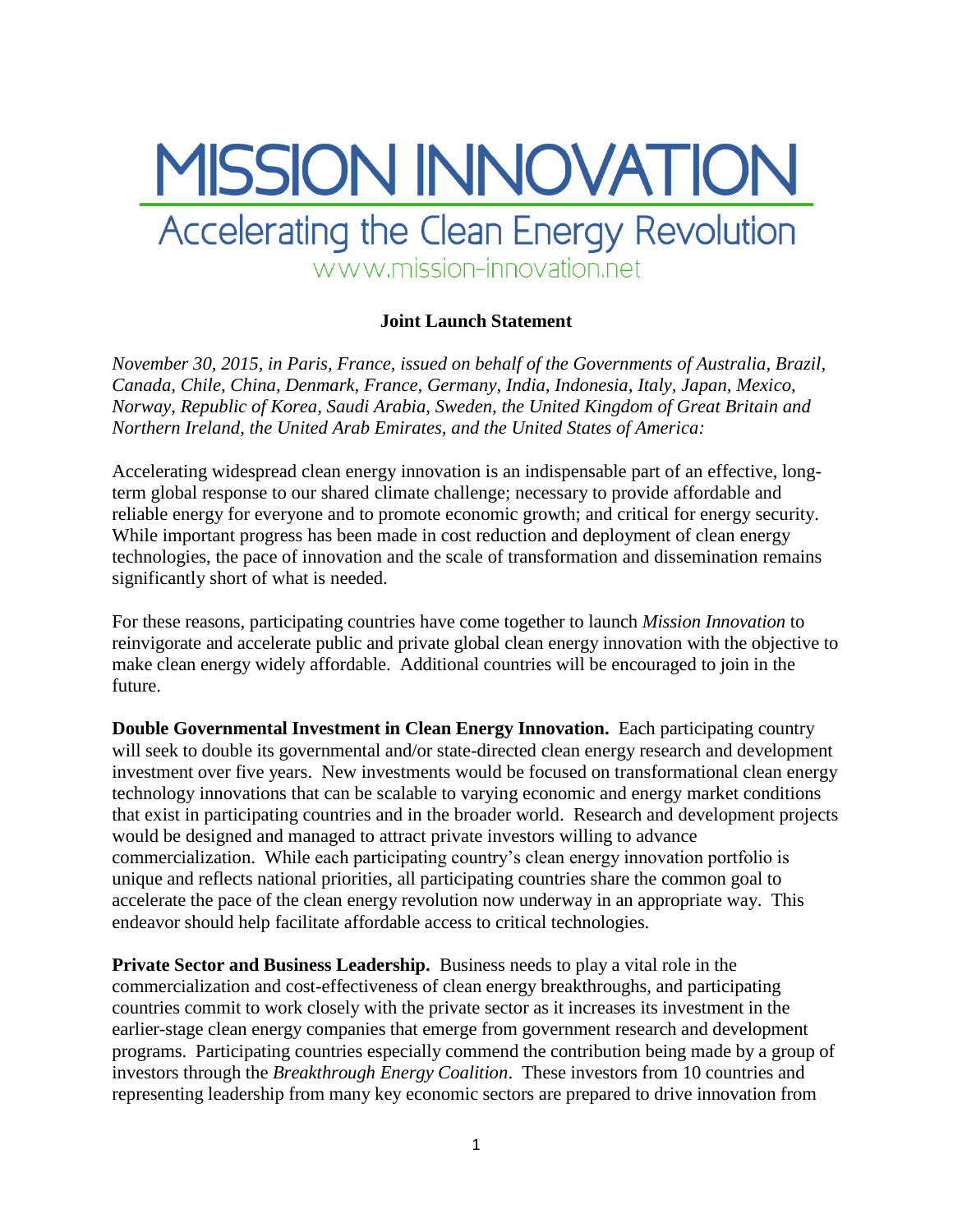# MISSION INNOVATION

## Accelerating the Clean Energy Revolution

www.mission-innovation.net

**Joint Launch Statement**

*November 30, 2015, in Paris, France, issued on behalf of the Governments of Australia, Brazil, Canada, Chile, China, Denmark, France, Germany, India, Indonesia, Italy, Japan, Mexico, Norway, Republic of Korea, Saudi Arabia, Sweden, the United Kingdom of Great Britain and Northern Ireland, the United Arab Emirates, and the United States of America:*

Accelerating widespread clean energy innovation is an indispensable part of an effective, long-term global response to our shared climate challenge; necessary to provide affordable and reliable energy for everyone and to promote economic growth; and critical for energy security. While important progress has been made in cost reduction and deployment of clean energy technologies, the pace of innovation and the scale of transformation and dissemination remains significantly short of what is needed.

For these reasons, participating countries have come together to launch *Mission Innovation* to reinvigorate and accelerate public and private global clean energy innovation with the objective to make clean energy widely affordable. Additional countries will be encouraged to join in the future.

**Double Governmental Investment in Clean Energy Innovation.** Each participating country will seek to double its governmental and/or state-directed clean energy research and development investment over five years. New investments would be focused on transformational clean energy technology innovations that can be scalable to varying economic and energy market conditions that exist in participating countries and in the broader world. Research and development projects would be designed and managed to attract private investors willing to advance commercialization. While each participating country's clean energy innovation portfolio is unique and reflects national priorities, all participating countries share the common goal to accelerate the pace of the clean energy revolution now underway in an appropriate way. This endeavor should help facilitate affordable access to critical technologies.

**Private Sector and Business Leadership.** Business needs to play a vital role in the commercialization and cost-effectiveness of clean energy breakthroughs, and participating countries commit to work closely with the private sector as it increases its investment in the earlier-stage clean energy companies that emerge from government research and development programs. Participating countries especially commend the contribution being made by a group of investors through the *Breakthrough Energy Coalition*. These investors from 10 countries and representing leadership from many key economic sectors are prepared to drive innovation from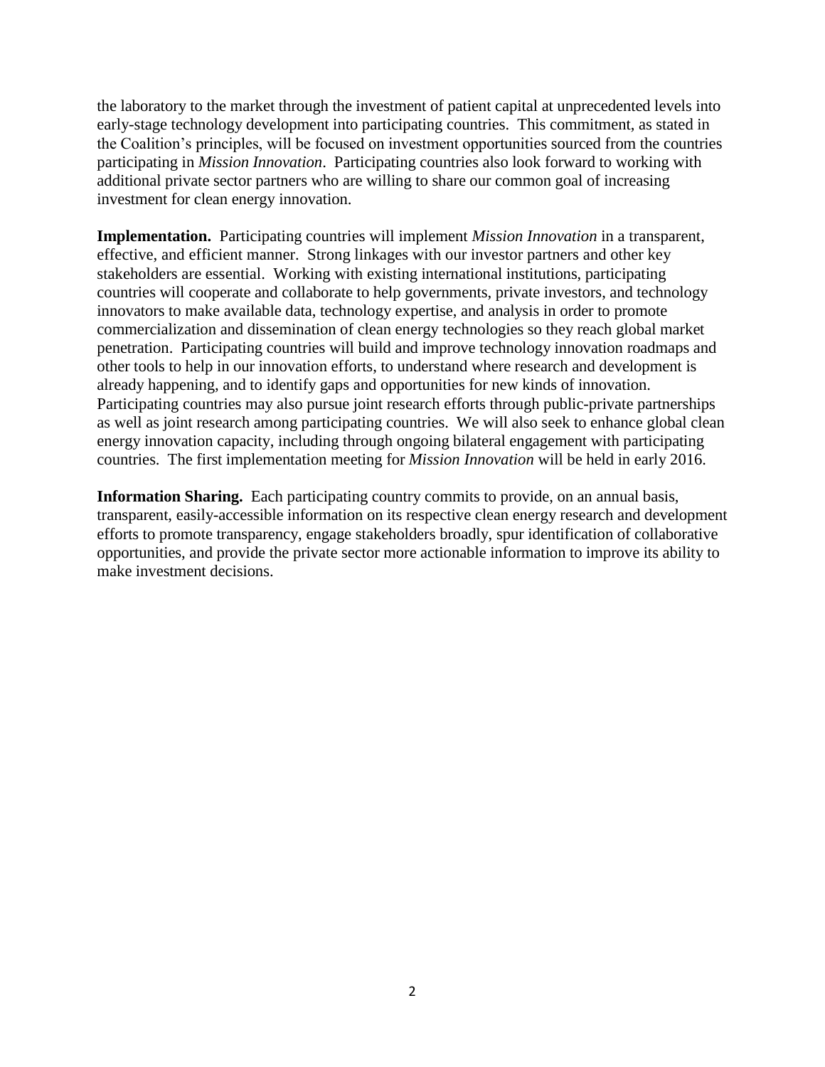the laboratory to the market through the investment of patient capital at unprecedented levels into early-stage technology development into participating countries. This commitment, as stated in the Coalition's principles, will be focused on investment opportunities sourced from the countries participating in *Mission Innovation*. Participating countries also look forward to working with additional private sector partners who are willing to share our common goal of increasing investment for clean energy innovation.

**Implementation.** Participating countries will implement *Mission Innovation* in a transparent, effective, and efficient manner. Strong linkages with our investor partners and other key stakeholders are essential. Working with existing international institutions, participating countries will cooperate and collaborate to help governments, private investors, and technology innovators to make available data, technology expertise, and analysis in order to promote commercialization and dissemination of clean energy technologies so they reach global market penetration. Participating countries will build and improve technology innovation roadmaps and other tools to help in our innovation efforts, to understand where research and development is already happening, and to identify gaps and opportunities for new kinds of innovation. Participating countries may also pursue joint research efforts through public-private partnerships as well as joint research among participating countries. We will also seek to enhance global clean energy innovation capacity, including through ongoing bilateral engagement with participating countries. The first implementation meeting for *Mission Innovation* will be held in early 2016.

**Information Sharing.** Each participating country commits to provide, on an annual basis, transparent, easily-accessible information on its respective clean energy research and development efforts to promote transparency, engage stakeholders broadly, spur identification of collaborative opportunities, and provide the private sector more actionable information to improve its ability to make investment decisions.